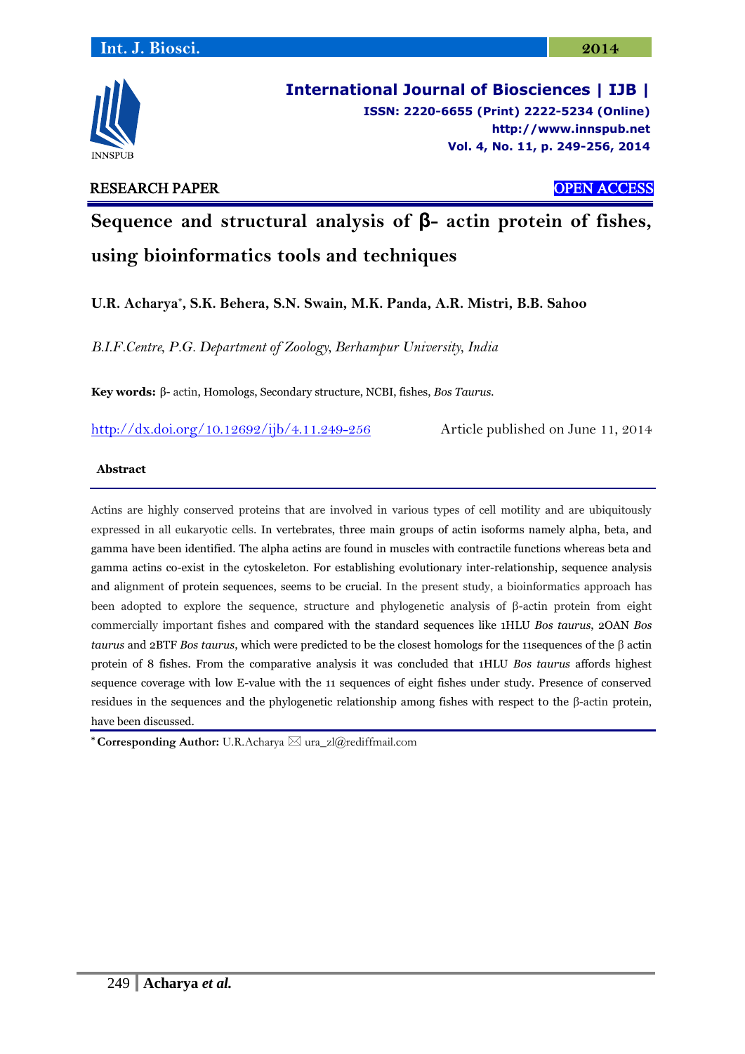**International Journal of Biosciences | IJB |**

**ISSN: 2220-6655 (Print) 2222-5234 (Online)**

**http://www.innspub.net**

RESEARCH PAPER

OPEN ACCESS

# Sequence and structural analysis of β- actin protein of fishes, using bioinformatics tools and techniques

**U.R. Acharya*, S.K. Behera, S.N. Swain, M.K. Panda, A.R. Mistri, B.B. Sahoo**

*B.I.F.Centre, P.G. Department of Zoology, Berhampur University, India*

**Key words:** β- actin, Homologs, Secondary structure, NCBI, fishes, *Bos Taurus.*

http://dx.doi.org/10.12692/ijb/4.11.249-256

Article published on June 11, 2014

## Abstract

Actins are highly conserved proteins that are involved in various types of cell motility and are ubiquitously expressed in all eukaryotic cells. In vertebrates, three main groups of actin isoforms namely alpha, beta, and gamma have been identified. The alpha actins are found in muscles with contractile functions whereas beta and gamma actins co-exist in the cytoskeleton. For establishing evolutionary inter-relationship, sequence analysis and alignment of protein sequences, seems to be crucial. In the present study, a bioinformatics approach has been adopted to explore the sequence, structure and phylogenetic analysis of β-actin protein from eight commercially important fishes and compared with the standard sequences like 1HLU *Bos taurus*, 2OAN *Bos taurus* and 2BTF *Bos taurus*, which were predicted to be the closest homologs for the 11sequences of the β actin protein of 8 fishes. From the comparative analysis it was concluded that 1HLU *Bos taurus* affords highest sequence coverage with low E-value with the 11 sequences of eight fishes under study. Presence of conserved residues in the sequences and the phylogenetic relationship among fishes with respect to the β-actin protein, have been discussed.

\* **Corresponding Author:** U.R.Acharya ✉ ura_zl@rediffmail.com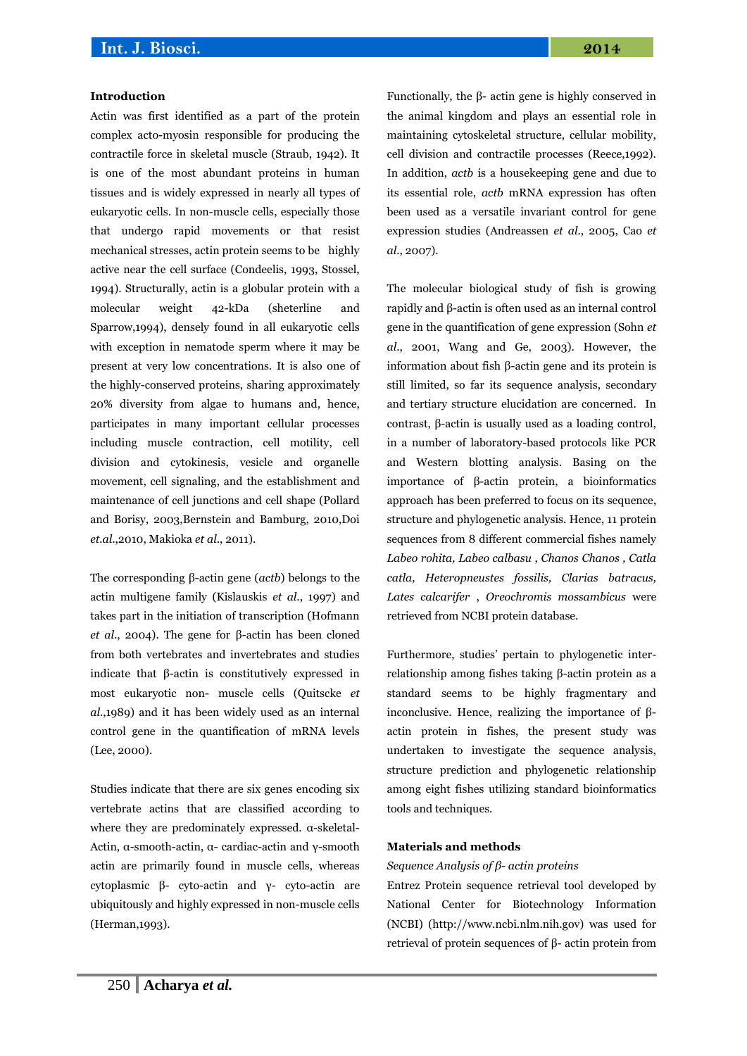## Introduction

Actin was first identified as a part of the protein complex acto-myosin responsible for producing the contractile force in skeletal muscle (Straub, 1942). It is one of the most abundant proteins in human tissues and is widely expressed in nearly all types of eukaryotic cells. In non-muscle cells, especially those that undergo rapid movements or that resist mechanical stresses, actin protein seems to be highly active near the cell surface (Condeelis, 1993, Stossel, 1994). Structurally, actin is a globular protein with a molecular weight 42-kDa (sheterline and Sparrow,1994), densely found in all eukaryotic cells with exception in nematode sperm where it may be present at very low concentrations. It is also one of the highly-conserved proteins, sharing approximately 20% diversity from algae to humans and, hence, participates in many important cellular processes including muscle contraction, cell motility, cell division and cytokinesis, vesicle and organelle movement, cell signaling, and the establishment and maintenance of cell junctions and cell shape (Pollard and Borisy, 2003,Bernstein and Bamburg, 2010,Doi *et.al.*,2010, Makioka *et al.*, 2011).

The corresponding β-actin gene (*actb*) belongs to the actin multigene family (Kislauskis *et al.*, 1997) and takes part in the initiation of transcription (Hofmann *et al.*, 2004). The gene for β-actin has been cloned from both vertebrates and invertebrates and studies indicate that β-actin is constitutively expressed in most eukaryotic non- muscle cells (Quitscke *et al.*,1989) and it has been widely used as an internal control gene in the quantification of mRNA levels (Lee, 2000).

Studies indicate that there are six genes encoding six vertebrate actins that are classified according to where they are predominately expressed. α-skeletal-Actin, α-smooth-actin, α- cardiac-actin and γ-smooth actin are primarily found in muscle cells, whereas cytoplasmic β- cyto-actin and γ- cyto-actin are ubiquitously and highly expressed in non-muscle cells (Herman,1993).

Functionally, the β- actin gene is highly conserved in the animal kingdom and plays an essential role in maintaining cytoskeletal structure, cellular mobility, cell division and contractile processes (Reece,1992). In addition, *actb* is a housekeeping gene and due to its essential role, *actb* mRNA expression has often been used as a versatile invariant control for gene expression studies (Andreassen *et al.*, 2005, Cao *et al.*, 2007).

The molecular biological study of fish is growing rapidly and β-actin is often used as an internal control gene in the quantification of gene expression (Sohn *et al.*, 2001, Wang and Ge, 2003). However, the information about fish β-actin gene and its protein is still limited, so far its sequence analysis, secondary and tertiary structure elucidation are concerned. In contrast, β-actin is usually used as a loading control, in a number of laboratory-based protocols like PCR and Western blotting analysis. Basing on the importance of β-actin protein, a bioinformatics approach has been preferred to focus on its sequence, structure and phylogenetic analysis. Hence, 11 protein sequences from 8 different commercial fishes namely *Labeo rohita, Labeo calbasu , Chanos Chanos , Catla catla, Heteropneustes fossilis, Clarias batracus, Lates calcarifer , Oreochromis mossambicus* were retrieved from NCBI protein database.

Furthermore, studies' pertain to phylogenetic inter-relationship among fishes taking β-actin protein as a standard seems to be highly fragmentary and inconclusive. Hence, realizing the importance of β-actin protein in fishes, the present study was undertaken to investigate the sequence analysis, structure prediction and phylogenetic relationship among eight fishes utilizing standard bioinformatics tools and techniques.

## Materials and methods

*Sequence Analysis of β- actin proteins*

Entrez Protein sequence retrieval tool developed by National Center for Biotechnology Information (NCBI) (http://www.ncbi.nlm.nih.gov) was used for retrieval of protein sequences of β- actin protein from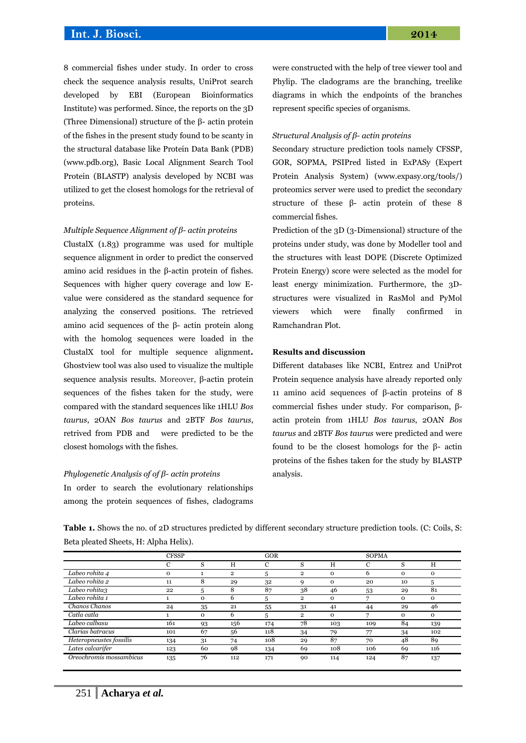8 commercial fishes under study. In order to cross check the sequence analysis results, UniProt search developed by EBI (European Bioinformatics Institute) was performed. Since, the reports on the 3D (Three Dimensional) structure of the β- actin protein of the fishes in the present study found to be scanty in the structural database like Protein Data Bank (PDB) (www.pdb.org), Basic Local Alignment Search Tool Protein (BLASTP) analysis developed by NCBI was utilized to get the closest homologs for the retrieval of proteins.

*Multiple Sequence Alignment of β- actin proteins*

ClustalX (1.83) programme was used for multiple sequence alignment in order to predict the conserved amino acid residues in the β-actin protein of fishes. Sequences with higher query coverage and low E-value were considered as the standard sequence for analyzing the conserved positions. The retrieved amino acid sequences of the β- actin protein along with the homolog sequences were loaded in the ClustalX tool for multiple sequence alignment**.** Ghostview tool was also used to visualize the multiple sequence analysis results. Moreover, β-actin protein sequences of the fishes taken for the study, were compared with the standard sequences like 1HLU *Bos taurus*, 2OAN *Bos taurus* and 2BTF *Bos taurus*, retrived from PDB and were predicted to be the closest homologs with the fishes.

*Phylogenetic Analysis of of β- actin proteins*

In order to search the evolutionary relationships among the protein sequences of fishes, cladograms were constructed with the help of tree viewer tool and Phylip. The cladograms are the branching, treelike diagrams in which the endpoints of the branches represent specific species of organisms.

*Structural Analysis of β- actin proteins*

Secondary structure prediction tools namely CFSSP, GOR, SOPMA, PSIPred listed in ExPASy (Expert Protein Analysis System) (www.expasy.org/tools/) proteomics server were used to predict the secondary structure of these β- actin protein of these 8 commercial fishes.

Prediction of the 3D (3-Dimensional) structure of the proteins under study, was done by Modeller tool and the structures with least DOPE (Discrete Optimized Protein Energy) score were selected as the model for least energy minimization. Furthermore, the 3D-structures were visualized in RasMol and PyMol viewers which were finally confirmed in Ramchandran Plot.

**Results and discussion**

Different databases like NCBI, Entrez and UniProt Protein sequence analysis have already reported only 11 amino acid sequences of β-actin proteins of 8 commercial fishes under study. For comparison, β-actin protein from 1HLU *Bos taurus*, 2OAN *Bos taurus* and 2BTF *Bos taurus* were predicted and were found to be the closest homologs for the β- actin proteins of the fishes taken for the study by BLASTP analysis.

**Table 1.** Shows the no. of 2D structures predicted by different secondary structure prediction tools. (C: Coils, S: Beta pleated Sheets, H: Alpha Helix).

| | CFSSP | | | GOR | | | SOPMA | | |
|---|---|---|---|---|---|---|---|---|---|
| | C | S | H | C | S | H | C | S | H |
| *Labeo rohita 4* | 0 | 1 | 2 | 5 | 2 | 0 | 6 | 0 | 0 |
| *Labeo rohita 2* | 11 | 8 | 29 | 32 | 9 | 0 | 20 | 10 | 5 |
| *Labeo rohita3* | 22 | 5 | 8 | 87 | 38 | 46 | 53 | 29 | 81 |
| *Labeo rohita 1* | 1 | 0 | 6 | 5 | 2 | 0 | 7 | 0 | 0 |
| *Chanos Chanos* | 24 | 35 | 21 | 55 | 31 | 41 | 44 | 29 | 46 |
| *Catla catla* | 1 | 0 | 6 | 5 | 2 | 0 | 7 | 0 | 0 |
| *Labeo calbasu* | 161 | 93 | 156 | 174 | 78 | 103 | 109 | 84 | 139 |
| *Clarias batracus* | 101 | 67 | 56 | 118 | 34 | 79 | 77 | 34 | 102 |
| *Heteropneustes fossilis* | 134 | 31 | 74 | 108 | 29 | 87 | 70 | 48 | 89 |
| *Lates calcarifer* | 123 | 60 | 98 | 134 | 69 | 108 | 106 | 69 | 116 |
| *Oreochromis mossambicus* | 135 | 76 | 112 | 171 | 90 | 114 | 124 | 87 | 137 |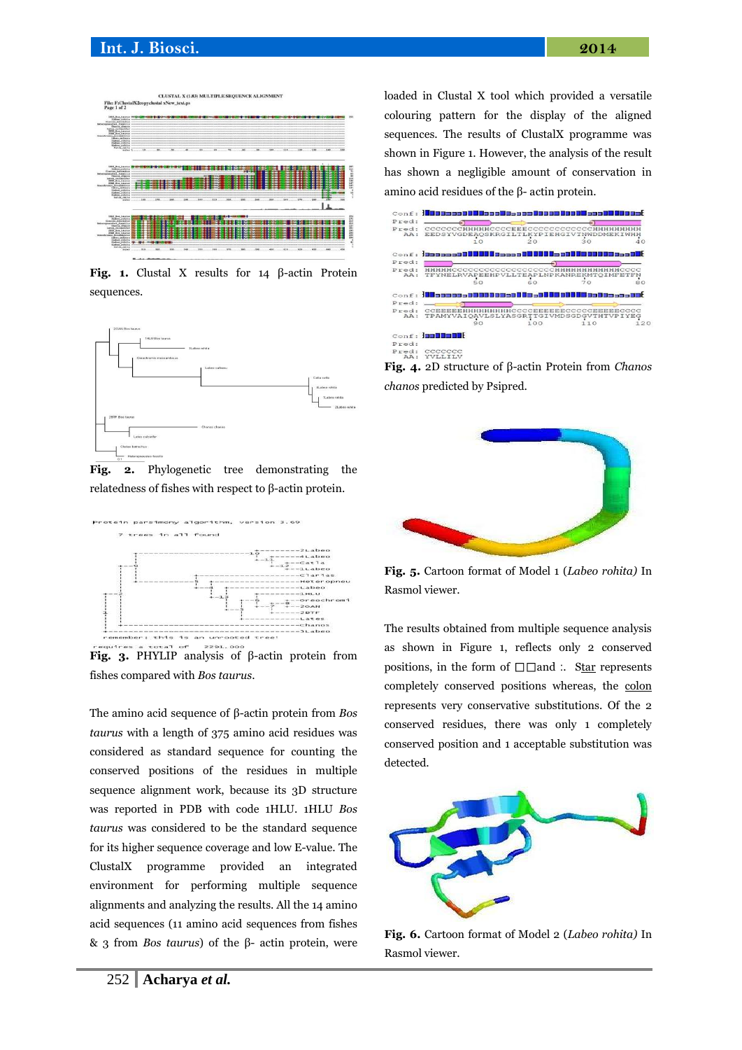**Fig. 1.** Clustal X results for 14 β-actin Protein sequences.

**Fig. 2.** Phylogenetic tree demonstrating the relatedness of fishes with respect to β-actin protein.

**Fig. 3.** PHYLIP analysis of β-actin protein from fishes compared with *Bos taurus*.

The amino acid sequence of β-actin protein from *Bos taurus* with a length of 375 amino acid residues was considered as standard sequence for counting the conserved positions of the residues in multiple sequence alignment work, because its 3D structure was reported in PDB with code 1HLU. 1HLU *Bos taurus* was considered to be the standard sequence for its higher sequence coverage and low E-value. The ClustalX programme provided an integrated environment for performing multiple sequence alignments and analyzing the results. All the 14 amino acid sequences (11 amino acid sequences from fishes & 3 from *Bos taurus*) of the β- actin protein, were loaded in Clustal X tool which provided a versatile colouring pattern for the display of the aligned sequences. The results of ClustalX programme was shown in Figure 1. However, the analysis of the result has shown a negligible amount of conservation in amino acid residues of the β- actin protein.

**Fig. 4.** 2D structure of β-actin Protein from *Chanos chanos* predicted by Psipred.

**Fig. 5.** Cartoon format of Model 1 (*Labeo rohita)* In Rasmol viewer.

The results obtained from multiple sequence analysis as shown in Figure 1, reflects only 2 conserved positions, in the form of □□and :. Star represents completely conserved positions whereas, the colon represents very conservative substitutions. Of the 2 conserved residues, there was only 1 completely conserved position and 1 acceptable substitution was detected.

**Fig. 6.** Cartoon format of Model 2 (*Labeo rohita*) In Rasmol viewer.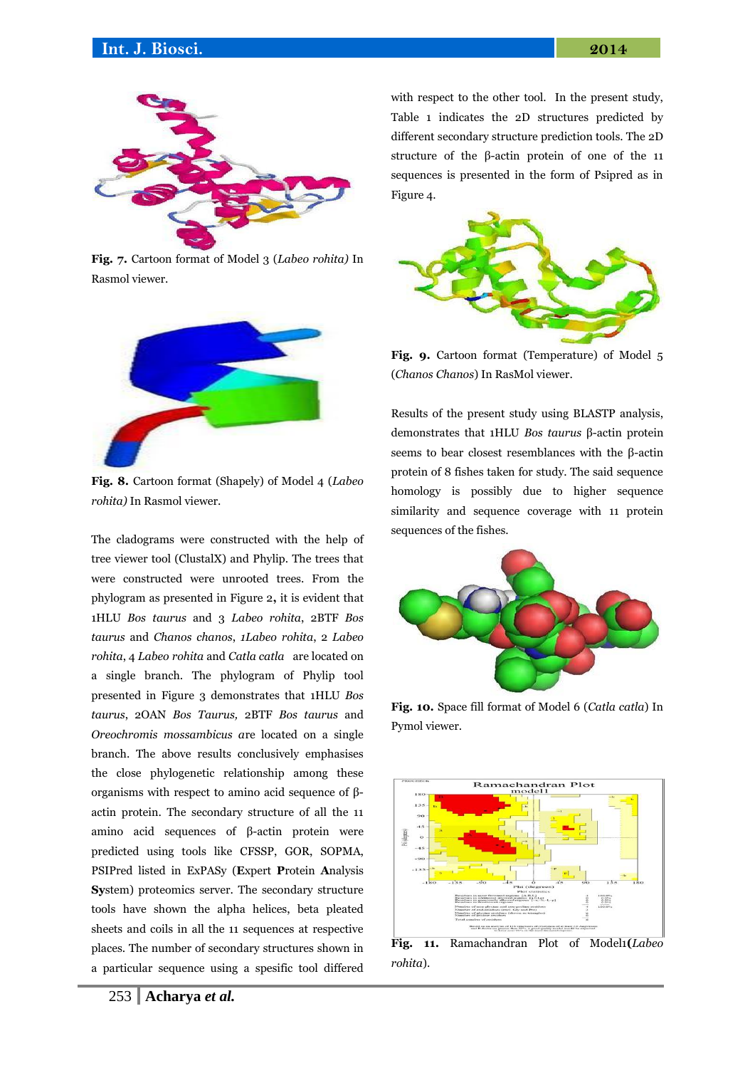Fig. 7. Cartoon format of Model 3 (*Labeo rohita)* In Rasmol viewer.

Fig. 8. Cartoon format (Shapely) of Model 4 (*Labeo rohita)* In Rasmol viewer.

The cladograms were constructed with the help of tree viewer tool (ClustalX) and Phylip. The trees that were constructed were unrooted trees. From the phylogram as presented in Figure 2, it is evident that 1HLU *Bos taurus* and 3 *Labeo rohita*, 2BTF *Bos taurus* and *Chanos chanos*, *1Labeo rohita*, 2 *Labeo rohita*, 4 *Labeo rohita* and *Catla catla* are located on a single branch. The phylogram of Phylip tool presented in Figure 3 demonstrates that 1HLU *Bos taurus*, 2OAN *Bos Taurus,* 2BTF *Bos taurus* and *Oreochromis mossambicus a*re located on a single branch. The above results conclusively emphasises the close phylogenetic relationship among these organisms with respect to amino acid sequence of β-actin protein. The secondary structure of all the 11 amino acid sequences of β-actin protein were predicted using tools like CFSSP, GOR, SOPMA, PSIPred listed in ExPASy (**E**xpert **P**rotein **A**nalysis **S**ystem) proteomics server. The secondary structure tools have shown the alpha helices, beta pleated sheets and coils in all the 11 sequences at respective places. The number of secondary structures shown in a particular sequence using a spesific tool differed with respect to the other tool. In the present study, Table 1 indicates the 2D structures predicted by different secondary structure prediction tools. The 2D structure of the β-actin protein of one of the 11 sequences is presented in the form of Psipred as in Figure 4.

Fig. 9. Cartoon format (Temperature) of Model 5 (*Chanos Chanos*) In RasMol viewer.

Results of the present study using BLASTP analysis, demonstrates that 1HLU *Bos taurus* β-actin protein seems to bear closest resemblances with the β-actin protein of 8 fishes taken for study. The said sequence homology is possibly due to higher sequence similarity and sequence coverage with 11 protein sequences of the fishes.

Fig. 10. Space fill format of Model 6 (*Catla catla*) In Pymol viewer.

Fig. 11. Ramachandran Plot of Model1**(***Labeo rohita*).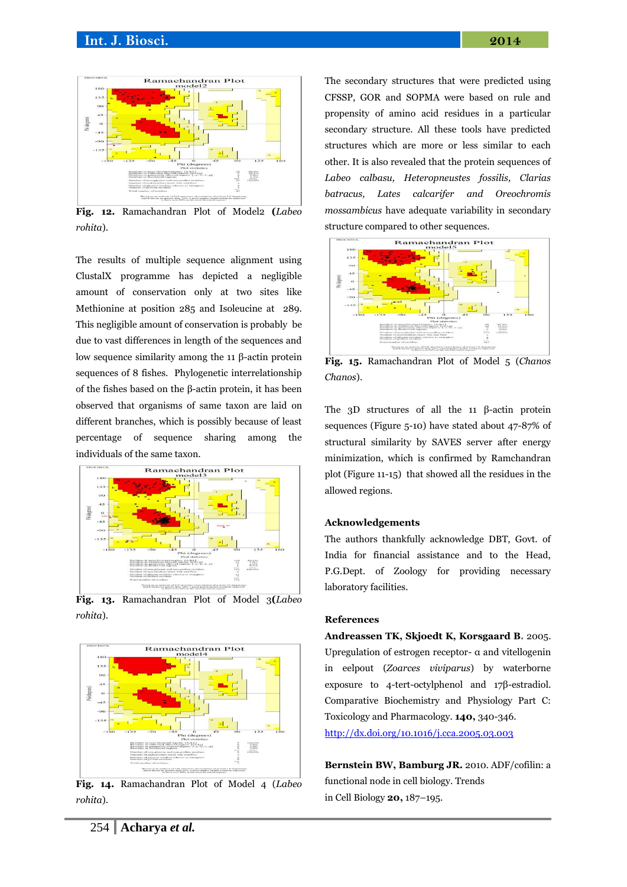Fig. 12. Ramachandran Plot of Model2 (*Labeo rohita*).

The results of multiple sequence alignment using ClustalX programme has depicted a negligible amount of conservation only at two sites like Methionine at position 285 and Isoleucine at 289. This negligible amount of conservation is probably be due to vast differences in length of the sequences and low sequence similarity among the 11 β-actin protein sequences of 8 fishes. Phylogenetic interrelationship of the fishes based on the β-actin protein, it has been observed that organisms of same taxon are laid on different branches, which is possibly because of least percentage of sequence sharing among the individuals of the same taxon.

Fig. 13. Ramachandran Plot of Model 3(*Labeo rohita*).

Fig. 14. Ramachandran Plot of Model 4 (*Labeo rohita*).

The secondary structures that were predicted using CFSSP, GOR and SOPMA were based on rule and propensity of amino acid residues in a particular secondary structure. All these tools have predicted structures which are more or less similar to each other. It is also revealed that the protein sequences of *Labeo calbasu, Heteropneustes fossilis, Clarias batracus, Lates calcarifer* and *Oreochromis mossambicus* have adequate variability in secondary structure compared to other sequences.

Fig. 15. Ramachandran Plot of Model 5 (*Chanos Chanos*).

The 3D structures of all the 11 β-actin protein sequences (Figure 5-10) have stated about 47-87% of structural similarity by SAVES server after energy minimization, which is confirmed by Ramchandran plot (Figure 11-15) that showed all the residues in the allowed regions.

## Acknowledgements

The authors thankfully acknowledge DBT, Govt. of India for financial assistance and to the Head, P.G.Dept. of Zoology for providing necessary laboratory facilities.

## References

**Andreassen TK, Skjoedt K, Korsgaard B.** 2005. Upregulation of estrogen receptor- α and vitellogenin in eelpout (*Zoarces viviparus*) by waterborne exposure to 4-tert-octylphenol and 17β-estradiol. Comparative Biochemistry and Physiology Part C: Toxicology and Pharmacology. **140,** 340-346. http://dx.doi.org/10.1016/j.cca.2005.03.003

**Bernstein BW, Bamburg JR.** 2010. ADF/cofilin: a functional node in cell biology. Trends in Cell Biology **20,** 187–195.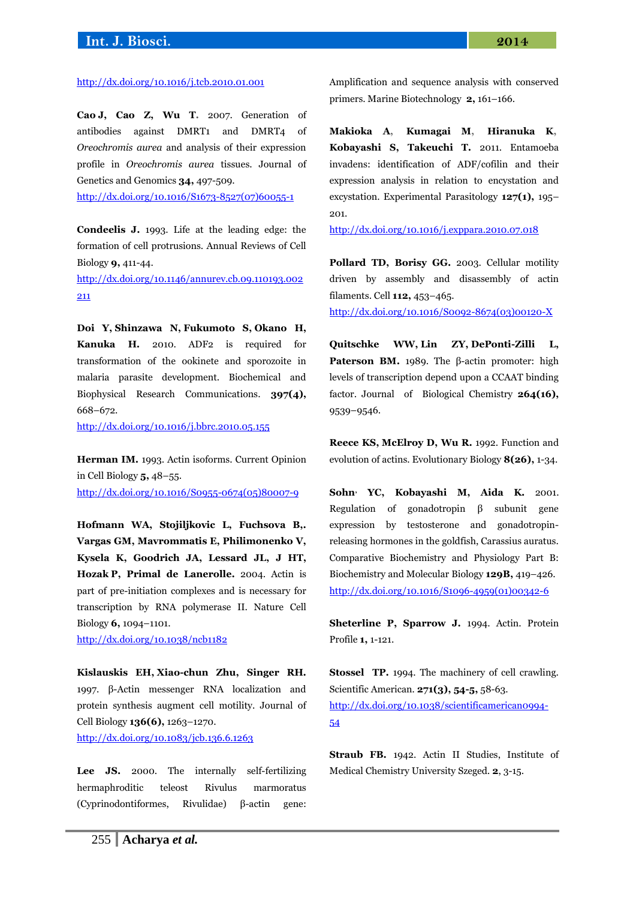http://dx.doi.org/10.1016/j.tcb.2010.01.001

**Cao J, Cao Z, Wu T.** 2007. Generation of antibodies against DMRT1 and DMRT4 of *Oreochromis aurea* and analysis of their expression profile in *Oreochromis aurea* tissues. Journal of Genetics and Genomics **34,** 497-509.
http://dx.doi.org/10.1016/S1673-8527(07)60055-1

**Condeelis J.** 1993. Life at the leading edge: the formation of cell protrusions. Annual Reviews of Cell Biology **9,** 411-44.
http://dx.doi.org/10.1146/annurev.cb.09.110193.002211

**Doi Y, Shinzawa N, Fukumoto S, Okano H, Kanuka H.** 2010. ADF2 is required for transformation of the ookinete and sporozoite in malaria parasite development. Biochemical and Biophysical Research Communications. **397(4),** 668–672.
http://dx.doi.org/10.1016/j.bbrc.2010.05.155

**Herman IM.** 1993. Actin isoforms. Current Opinion in Cell Biology **5,** 48–55.
http://dx.doi.org/10.1016/S0955-0674(05)80007-9

**Hofmann WA, Stojiljkovic L, Fuchsova B,. Vargas GM, Mavrommatis E, Philimonenko V, Kysela K, Goodrich JA, Lessard JL, J HT, Hozak P, Primal de Lanerolle.** 2004. Actin is part of pre-initiation complexes and is necessary for transcription by RNA polymerase II. Nature Cell Biology **6,** 1094–1101.
http://dx.doi.org/10.1038/ncb1182

**Kislauskis EH, Xiao-chun Zhu, Singer RH.** 1997. β-Actin messenger RNA localization and protein synthesis augment cell motility. Journal of Cell Biology **136(6),** 1263–1270.
http://dx.doi.org/10.1083/jcb.136.6.1263

**Lee JS.** 2000. The internally self-fertilizing hermaphroditic teleost Rivulus marmoratus (Cyprinodontiformes, Rivulidae) β-actin gene: Amplification and sequence analysis with conserved primers. Marine Biotechnology **2,** 161–166.

**Makioka A, Kumagai M, Hiranuka K, Kobayashi S, Takeuchi T.** 2011. Entamoeba invadens: identification of ADF/cofilin and their expression analysis in relation to encystation and excystation. Experimental Parasitology **127(1),** 195–201.
http://dx.doi.org/10.1016/j.exppara.2010.07.018

**Pollard TD, Borisy GG.** 2003. Cellular motility driven by assembly and disassembly of actin filaments. Cell **112,** 453–465.
http://dx.doi.org/10.1016/S0092-8674(03)00120-X

**Quitschke WW, Lin ZY, DePonti-Zilli L, Paterson BM.** 1989. The β-actin promoter: high levels of transcription depend upon a CCAAT binding factor. Journal of Biological Chemistry **264(16),** 9539–9546.

**Reece KS, McElroy D, Wu R.** 1992. Function and evolution of actins. Evolutionary Biology **8(26),** 1-34.

**Sohn YC, Kobayashi M, Aida K.** 2001. Regulation of gonadotropin β subunit gene expression by testosterone and gonadotropin-releasing hormones in the goldfish, Carassius auratus. Comparative Biochemistry and Physiology Part B: Biochemistry and Molecular Biology **129B,** 419–426.
http://dx.doi.org/10.1016/S1096-4959(01)00342-6

**Sheterline P, Sparrow J.** 1994. Actin. Protein Profile **1,** 1-121.

**Stossel TP.** 1994. The machinery of cell crawling. Scientific American. **271(3), 54-5,** 58-63.
http://dx.doi.org/10.1038/scientificamerican0994-54

**Straub FB.** 1942. Actin II Studies, Institute of Medical Chemistry University Szeged. **2**, 3-15.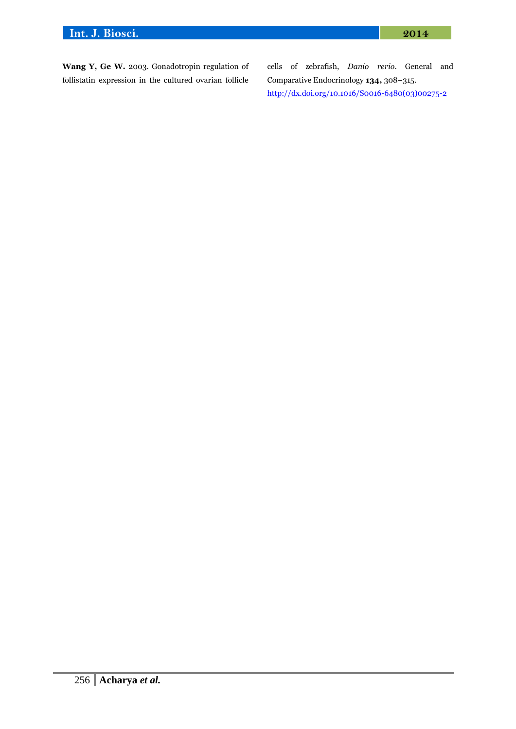**Wang Y, Ge W.** 2003. Gonadotropin regulation of follistatin expression in the cultured ovarian follicle cells of zebrafish, *Danio rerio*. General and Comparative Endocrinology **134**, 308–315. http://dx.doi.org/10.1016/S0016-6480(03)00275-2